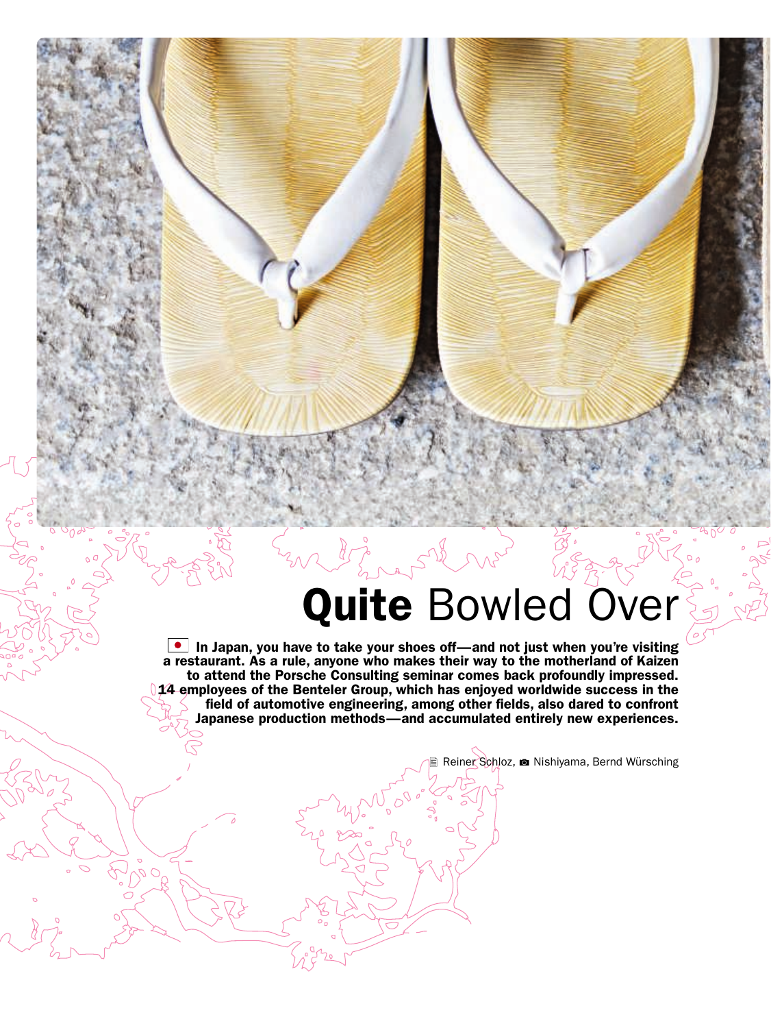# **Quite** Bowled Over

**In Japan, you have to take your shoes off—and not just when you're visiting a restaurant. As a rule, anyone who makes their way to the motherland of Kaizen to attend the Porsche Consulting seminar comes back profoundly impressed. 14 employees of the Benteler Group, which has enjoyed worldwide success in the field of automotive engineering, among other fields, also dared to confront Japanese production methods—and accumulated entirely new experiences.**

Reiner Schloz, Nishiyama, Bernd Würsching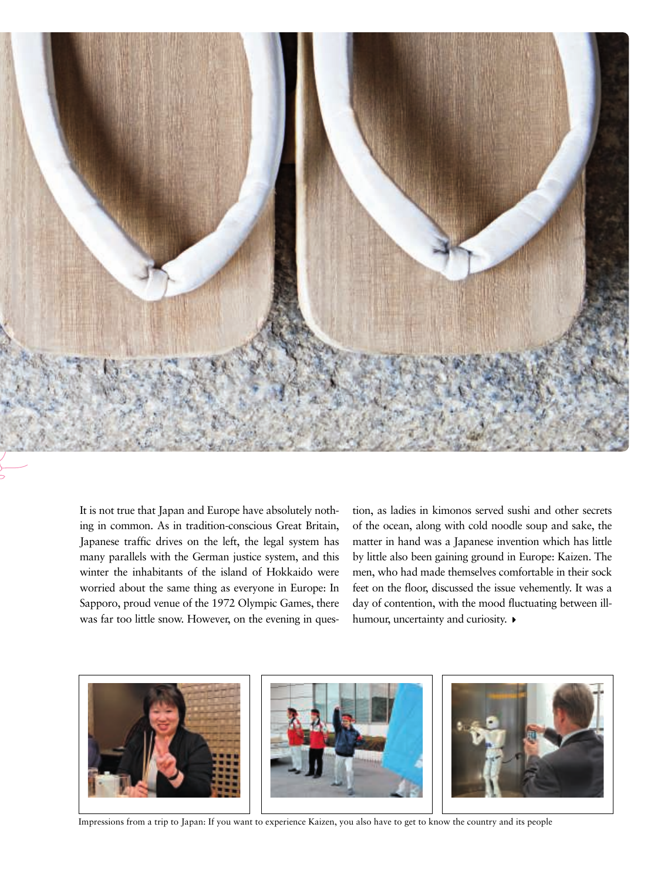It is not true that Japan and Europe have absolutely nothing in common. As in tradition-conscious Great Britain, Japanese traffic drives on the left, the legal system has many parallels with the German justice system, and this winter the inhabitants of the island of Hokkaido were worried about the same thing as everyone in Europe: In Sapporo, proud venue of the 1972 Olympic Games, there was far too little snow. However, on the evening in question, as ladies in kimonos served sushi and other secrets of the ocean, along with cold noodle soup and sake, the matter in hand was a Japanese invention which has little by little also been gaining ground in Europe: Kaizen. The men, who had made themselves comfortable in their sock feet on the floor, discussed the issue vehemently. It was a day of contention, with the mood fluctuating between ill-humour, uncertainty and curiosity.

Impressions from a trip to Japan: If you want to experience Kaizen, you also have to get to know the country and its people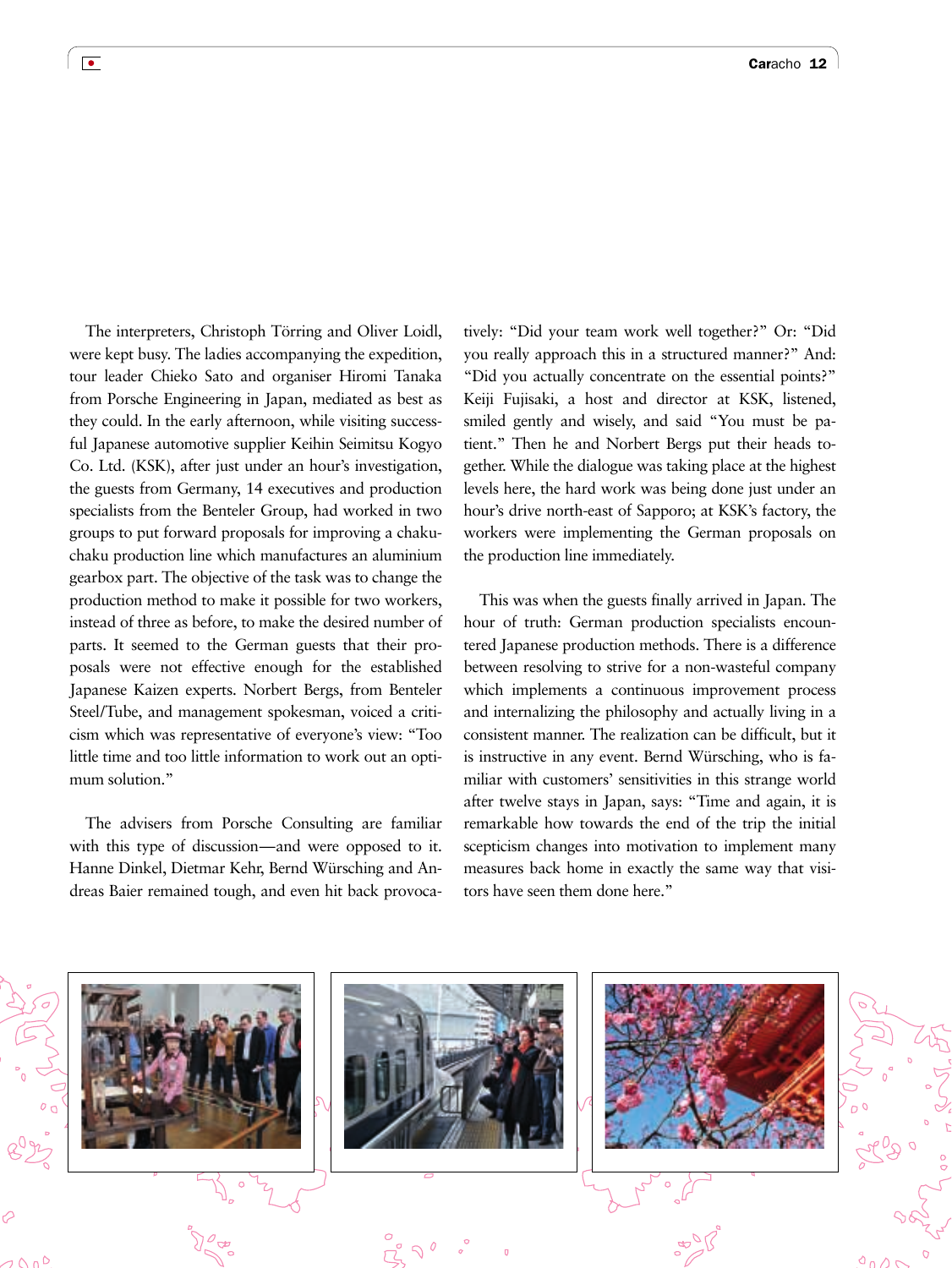The interpreters, Christoph Törring and Oliver Loidl, were kept busy. The ladies accompanying the expedition, tour leader Chieko Sato and organiser Hiromi Tanaka from Porsche Engineering in Japan, mediated as best as they could. In the early afternoon, while visiting successful Japanese automotive supplier Keihin Seimitsu Kogyo Co. Ltd. (KSK), after just under an hour's investigation, the guests from Germany, 14 executives and production specialists from the Benteler Group, had worked in two groups to put forward proposals for improving a chaku-chaku production line which manufactures an aluminium gearbox part. The objective of the task was to change the production method to make it possible for two workers, instead of three as before, to make the desired number of parts. It seemed to the German guests that their proposals were not effective enough for the established Japanese Kaizen experts. Norbert Bergs, from Benteler Steel/Tube, and management spokesman, voiced a criticism which was representative of everyone's view: "Too little time and too little information to work out an optimum solution."

The advisers from Porsche Consulting are familiar with this type of discussion—and were opposed to it. Hanne Dinkel, Dietmar Kehr, Bernd Würsching and Andreas Baier remained tough, and even hit back provocatively: "Did your team work well together?" Or: "Did you really approach this in a structured manner?" And: "Did you actually concentrate on the essential points?" Keiji Fujisaki, a host and director at KSK, listened, smiled gently and wisely, and said "You must be patient." Then he and Norbert Bergs put their heads together. While the dialogue was taking place at the highest levels here, the hard work was being done just under an hour's drive north-east of Sapporo; at KSK's factory, the workers were implementing the German proposals on the production line immediately.

This was when the guests finally arrived in Japan. The hour of truth: German production specialists encountered Japanese production methods. There is a difference between resolving to strive for a non-wasteful company which implements a continuous improvement process and internalizing the philosophy and actually living in a consistent manner. The realization can be difficult, but it is instructive in any event. Bernd Würsching, who is familiar with customers' sensitivities in this strange world after twelve stays in Japan, says: "Time and again, it is remarkable how towards the end of the trip the initial scepticism changes into motivation to implement many measures back home in exactly the same way that visitors have seen them done here."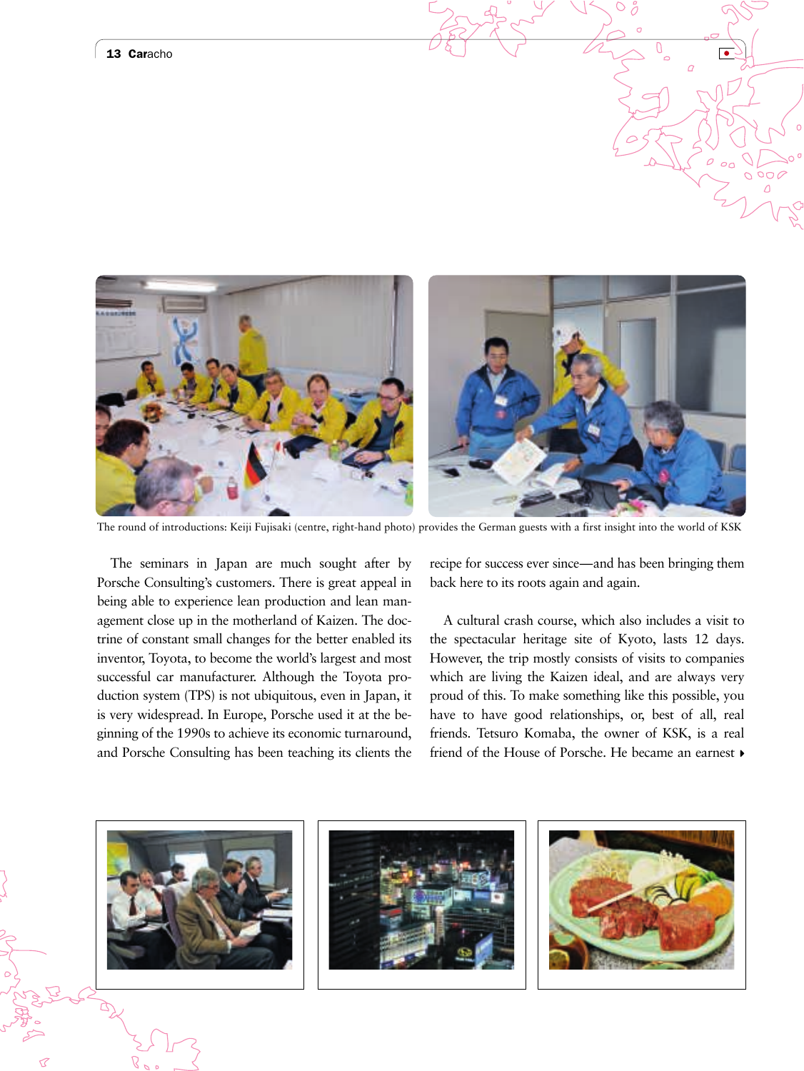The round of introductions: Keiji Fujisaki (centre, right-hand photo) provides the German guests with a first insight into the world of KSK

The seminars in Japan are much sought after by Porsche Consulting's customers. There is great appeal in being able to experience lean production and lean management close up in the motherland of Kaizen. The doctrine of constant small changes for the better enabled its inventor, Toyota, to become the world's largest and most successful car manufacturer. Although the Toyota production system (TPS) is not ubiquitous, even in Japan, it is very widespread. In Europe, Porsche used it at the beginning of the 1990s to achieve its economic turnaround, and Porsche Consulting has been teaching its clients the recipe for success ever since—and has been bringing them back here to its roots again and again.

A cultural crash course, which also includes a visit to the spectacular heritage site of Kyoto, lasts 12 days. However, the trip mostly consists of visits to companies which are living the Kaizen ideal, and are always very proud of this. To make something like this possible, you have to have good relationships, or, best of all, real friends. Tetsuro Komaba, the owner of KSK, is a real friend of the House of Porsche. He became an earnest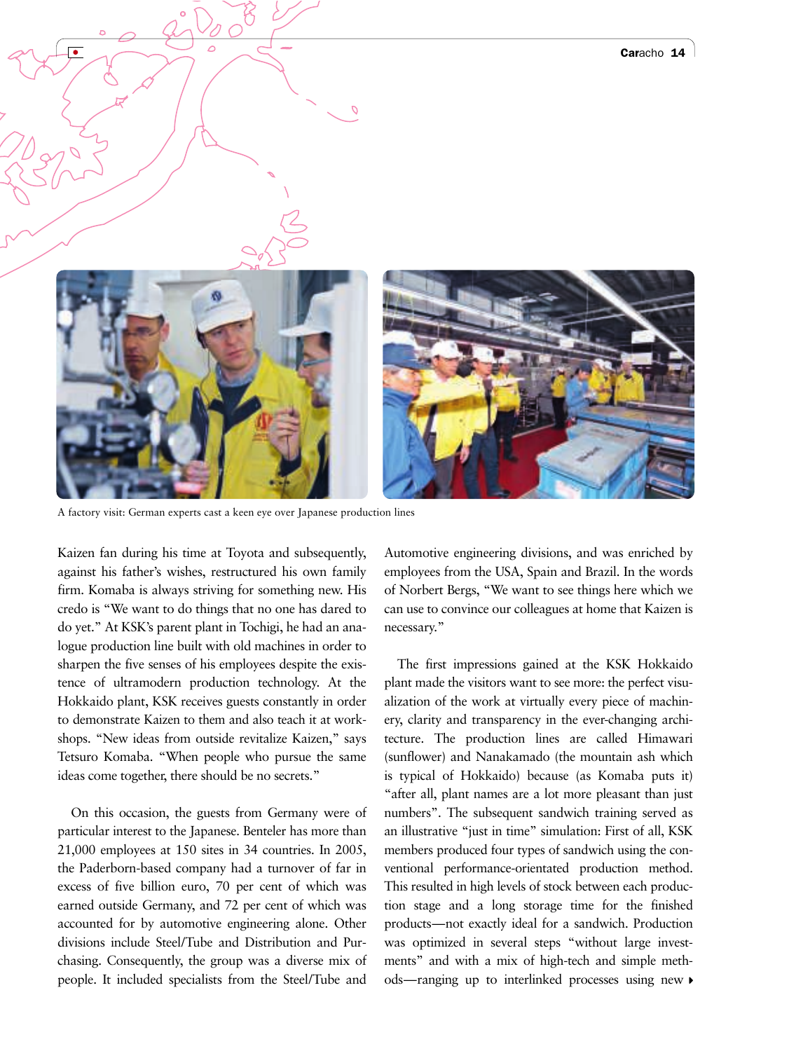A factory visit: German experts cast a keen eye over Japanese production lines

Kaizen fan during his time at Toyota and subsequently, against his father's wishes, restructured his own family firm. Komaba is always striving for something new. His credo is "We want to do things that no one has dared to do yet." At KSK's parent plant in Tochigi, he had an analogue production line built with old machines in order to sharpen the five senses of his employees despite the existence of ultramodern production technology. At the Hokkaido plant, KSK receives guests constantly in order to demonstrate Kaizen to them and also teach it at workshops. "New ideas from outside revitalize Kaizen," says Tetsuro Komaba. "When people who pursue the same ideas come together, there should be no secrets."

On this occasion, the guests from Germany were of particular interest to the Japanese. Benteler has more than 21,000 employees at 150 sites in 34 countries. In 2005, the Paderborn-based company had a turnover of far in excess of five billion euro, 70 per cent of which was earned outside Germany, and 72 per cent of which was accounted for by automotive engineering alone. Other divisions include Steel/Tube and Distribution and Purchasing. Consequently, the group was a diverse mix of people. It included specialists from the Steel/Tube and Automotive engineering divisions, and was enriched by employees from the USA, Spain and Brazil. In the words of Norbert Bergs, "We want to see things here which we can use to convince our colleagues at home that Kaizen is necessary."

The first impressions gained at the KSK Hokkaido plant made the visitors want to see more: the perfect visualization of the work at virtually every piece of machinery, clarity and transparency in the ever-changing architecture. The production lines are called Himawari (sunflower) and Nanakamado (the mountain ash which is typical of Hokkaido) because (as Komaba puts it) "after all, plant names are a lot more pleasant than just numbers". The subsequent sandwich training served as an illustrative "just in time" simulation: First of all, KSK members produced four types of sandwich using the conventional performance-orientated production method. This resulted in high levels of stock between each production stage and a long storage time for the finished products—not exactly ideal for a sandwich. Production was optimized in several steps "without large investments" and with a mix of high-tech and simple methods—ranging up to interlinked processes using new ▸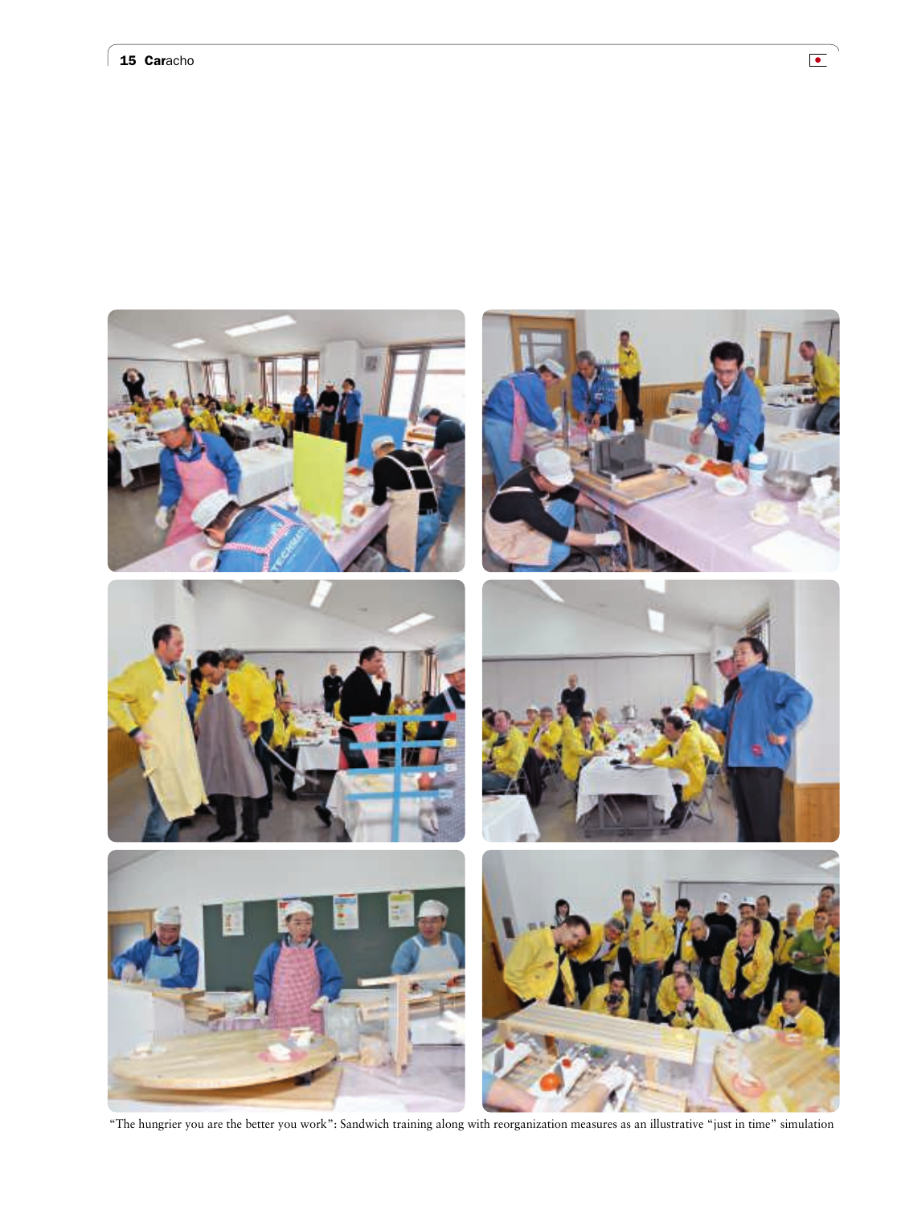“The hungrier you are the better you work”: Sandwich training along with reorganization measures as an illustrative “just in time” simulation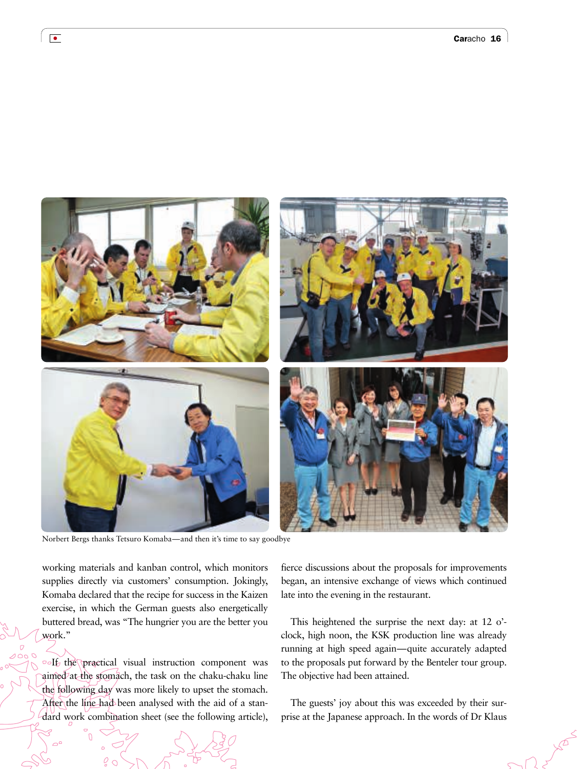Norbert Bergs thanks Tetsuro Komaba—and then it's time to say goodbye

working materials and kanban control, which monitors supplies directly via customers' consumption. Jokingly, Komaba declared that the recipe for success in the Kaizen exercise, in which the German guests also energetically buttered bread, was "The hungrier you are the better you work."

If the practical visual instruction component was aimed at the stomach, the task on the chaku-chaku line the following day was more likely to upset the stomach. After the line had been analysed with the aid of a standard work combination sheet (see the following article), fierce discussions about the proposals for improvements began, an intensive exchange of views which continued late into the evening in the restaurant.

This heightened the surprise the next day: at 12 o'clock, high noon, the KSK production line was already running at high speed again—quite accurately adapted to the proposals put forward by the Benteler tour group. The objective had been attained.

The guests' joy about this was exceeded by their surprise at the Japanese approach. In the words of Dr Klaus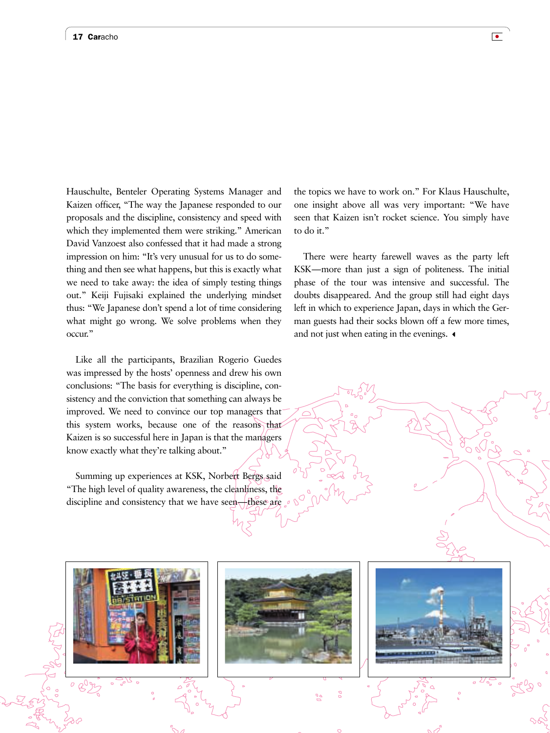Hauschulte, Benteler Operating Systems Manager and Kaizen officer, “The way the Japanese responded to our proposals and the discipline, consistency and speed with which they implemented them were striking.” American David Vanzoest also confessed that it had made a strong impression on him: “It’s very unusual for us to do something and then see what happens, but this is exactly what we need to take away: the idea of simply testing things out.” Keiji Fujisaki explained the underlying mindset thus: “We Japanese don’t spend a lot of time considering what might go wrong. We solve problems when they occur.”

Like all the participants, Brazilian Rogerio Guedes was impressed by the hosts’ openness and drew his own conclusions: “The basis for everything is discipline, consistency and the conviction that something can always be improved. We need to convince our top managers that this system works, because one of the reasons that Kaizen is so successful here in Japan is that the managers know exactly what they’re talking about.”

Summing up experiences at KSK, Norbert Bergs said “The high level of quality awareness, the cleanliness, the discipline and consistency that we have seen—these are the topics we have to work on.” For Klaus Hauschulte, one insight above all was very important: “We have seen that Kaizen isn’t rocket science. You simply have to do it.”

There were hearty farewell waves as the party left KSK—more than just a sign of politeness. The initial phase of the tour was intensive and successful. The doubts disappeared. And the group still had eight days left in which to experience Japan, days in which the German guests had their socks blown off a few more times, and not just when eating in the evenings. ◂